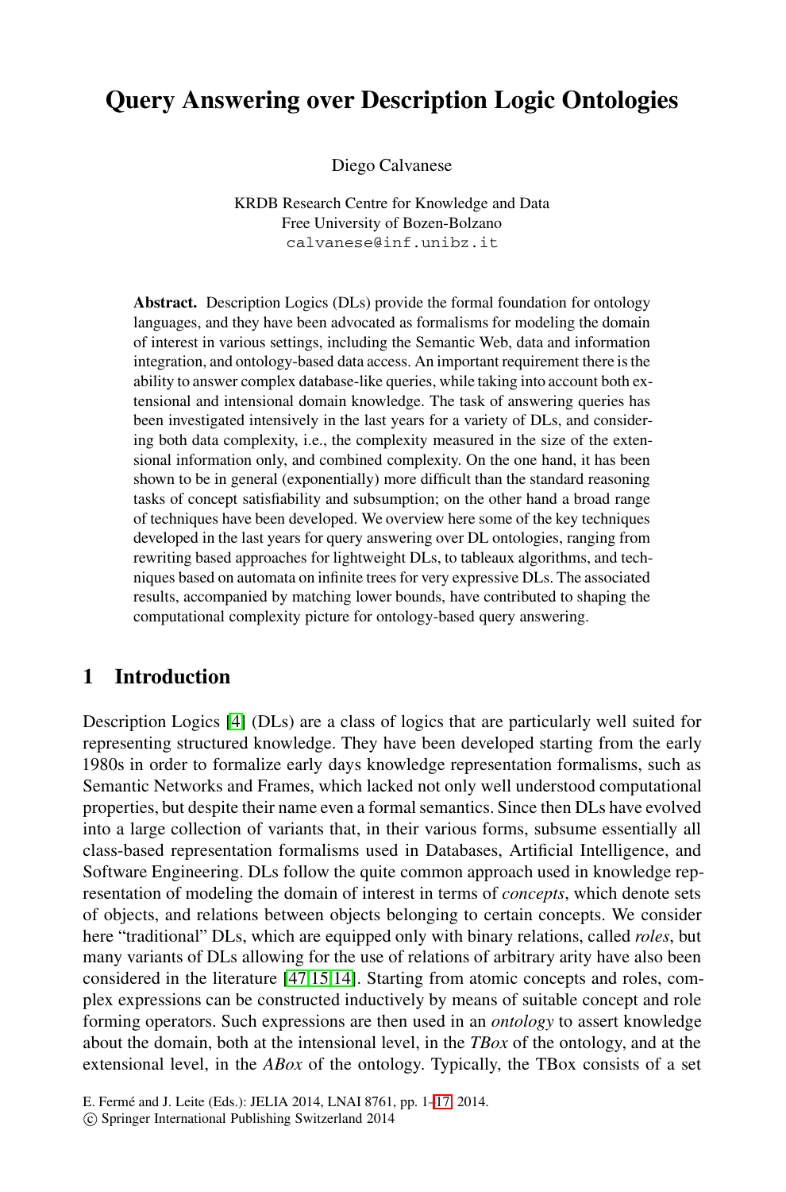# Query Answering over Description Logic Ontologies

Diego Calvanese

KRDB Research Centre for Knowledge and Data
Free University of Bozen-Bolzano
calvanese@inf.unibz.it

**Abstract.** Description Logics (DLs) provide the formal foundation for ontology languages, and they have been advocated as formalisms for modeling the domain of interest in various settings, including the Semantic Web, data and information integration, and ontology-based data access. An important requirement there is the ability to answer complex database-like queries, while taking into account both extensional and intensional domain knowledge. The task of answering queries has been investigated intensively in the last years for a variety of DLs, and considering both data complexity, i.e., the complexity measured in the size of the extensional information only, and combined complexity. On the one hand, it has been shown to be in general (exponentially) more difficult than the standard reasoning tasks of concept satisfiability and subsumption; on the other hand a broad range of techniques have been developed. We overview here some of the key techniques developed in the last years for query answering over DL ontologies, ranging from rewriting based approaches for lightweight DLs, to tableaux algorithms, and techniques based on automata on infinite trees for very expressive DLs. The associated results, accompanied by matching lower bounds, have contributed to shaping the computational complexity picture for ontology-based query answering.

## 1 Introduction

Description Logics [4] (DLs) are a class of logics that are particularly well suited for representing structured knowledge. They have been developed starting from the early 1980s in order to formalize early days knowledge representation formalisms, such as Semantic Networks and Frames, which lacked not only well understood computational properties, but despite their name even a formal semantics. Since then DLs have evolved into a large collection of variants that, in their various forms, subsume essentially all class-based representation formalisms used in Databases, Artificial Intelligence, and Software Engineering. DLs follow the quite common approach used in knowledge representation of modeling the domain of interest in terms of *concepts*, which denote sets of objects, and relations between objects belonging to certain concepts. We consider here "traditional" DLs, which are equipped only with binary relations, called *roles*, but many variants of DLs allowing for the use of relations of arbitrary arity have also been considered in the literature [47,15,14]. Starting from atomic concepts and roles, complex expressions can be constructed inductively by means of suitable concept and role forming operators. Such expressions are then used in an *ontology* to assert knowledge about the domain, both at the intensional level, in the *TBox* of the ontology, and at the extensional level, in the *ABox* of the ontology. Typically, the TBox consists of a set

E. Fermé and J. Leite (Eds.): JELIA 2014, LNAI 8761, pp. 1–17, 2014.
© Springer International Publishing Switzerland 2014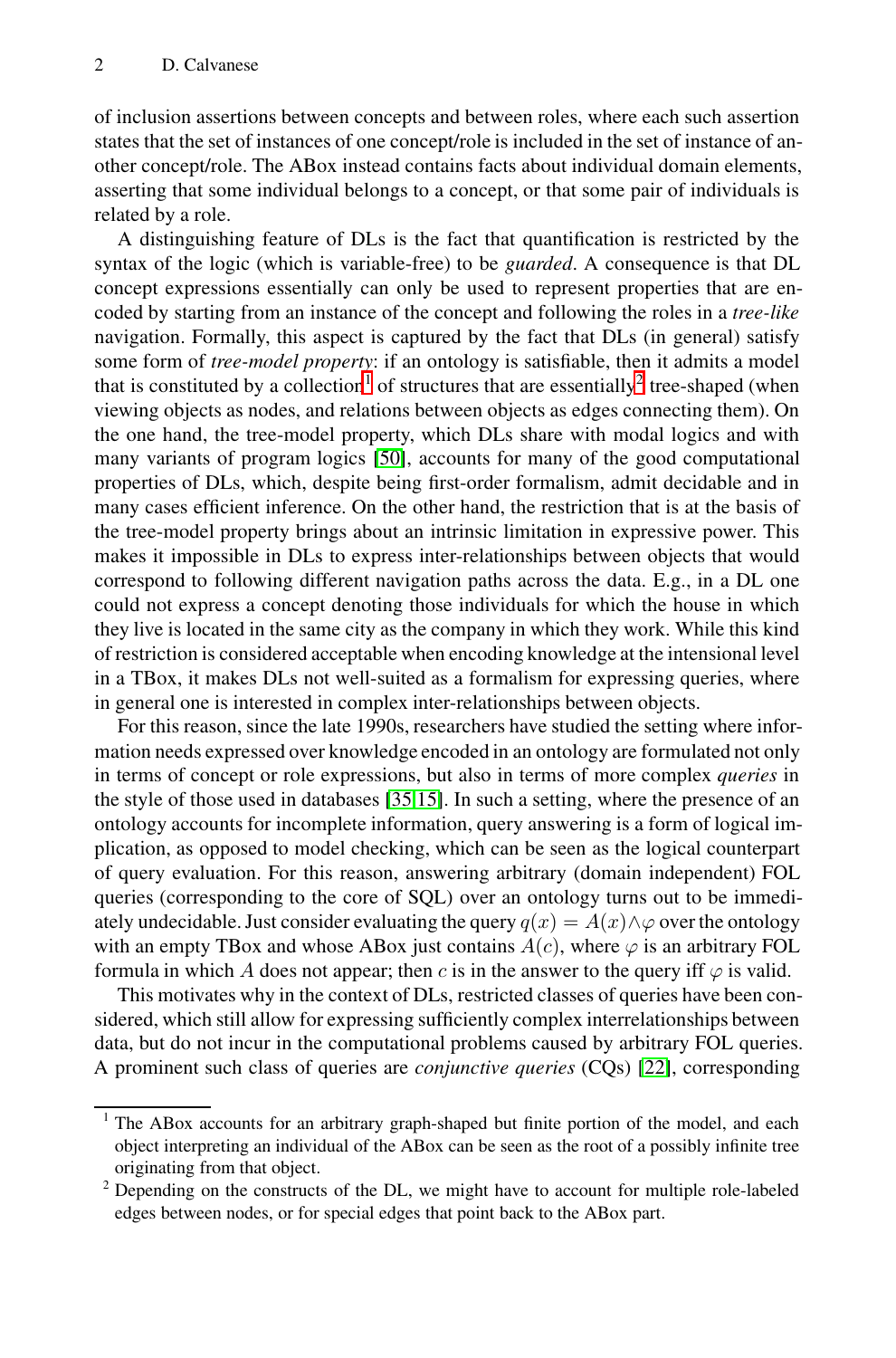of inclusion assertions between concepts and between roles, where each such assertion states that the set of instances of one concept/role is included in the set of instance of another concept/role. The ABox instead contains facts about individual domain elements, asserting that some individual belongs to a concept, or that some pair of individuals is related by a role.

A distinguishing feature of DLs is the fact that quantification is restricted by the syntax of the logic (which is variable-free) to be *guarded*. A consequence is that DL concept expressions essentially can only be used to represent properties that are encoded by starting from an instance of the concept and following the roles in a *tree-like* navigation. Formally, this aspect is captured by the fact that DLs (in general) satisfy some form of *tree-model property*: if an ontology is satisfiable, then it admits a model that is constituted by a collection[1] of structures that are essentially[2] tree-shaped (when viewing objects as nodes, and relations between objects as edges connecting them). On the one hand, the tree-model property, which DLs share with modal logics and with many variants of program logics [50], accounts for many of the good computational properties of DLs, which, despite being first-order formalism, admit decidable and in many cases efficient inference. On the other hand, the restriction that is at the basis of the tree-model property brings about an intrinsic limitation in expressive power. This makes it impossible in DLs to express inter-relationships between objects that would correspond to following different navigation paths across the data. E.g., in a DL one could not express a concept denoting those individuals for which the house in which they live is located in the same city as the company in which they work. While this kind of restriction is considered acceptable when encoding knowledge at the intensional level in a TBox, it makes DLs not well-suited as a formalism for expressing queries, where in general one is interested in complex inter-relationships between objects.

For this reason, since the late 1990s, researchers have studied the setting where information needs expressed over knowledge encoded in an ontology are formulated not only in terms of concept or role expressions, but also in terms of more complex *queries* in the style of those used in databases [35,15]. In such a setting, where the presence of an ontology accounts for incomplete information, query answering is a form of logical implication, as opposed to model checking, which can be seen as the logical counterpart of query evaluation. For this reason, answering arbitrary (domain independent) FOL queries (corresponding to the core of SQL) over an ontology turns out to be immediately undecidable. Just consider evaluating the query $q(x) = A(x) \wedge \varphi$ over the ontology with an empty TBox and whose ABox just contains $A(c)$, where $\varphi$ is an arbitrary FOL formula in which $A$ does not appear; then $c$ is in the answer to the query iff $\varphi$ is valid.

This motivates why in the context of DLs, restricted classes of queries have been considered, which still allow for expressing sufficiently complex interrelationships between data, but do not incur in the computational problems caused by arbitrary FOL queries. A prominent such class of queries are *conjunctive queries* (CQs) [22], corresponding

[1] The ABox accounts for an arbitrary graph-shaped but finite portion of the model, and each object interpreting an individual of the ABox can be seen as the root of a possibly infinite tree originating from that object.

[2] Depending on the constructs of the DL, we might have to account for multiple role-labeled edges between nodes, or for special edges that point back to the ABox part.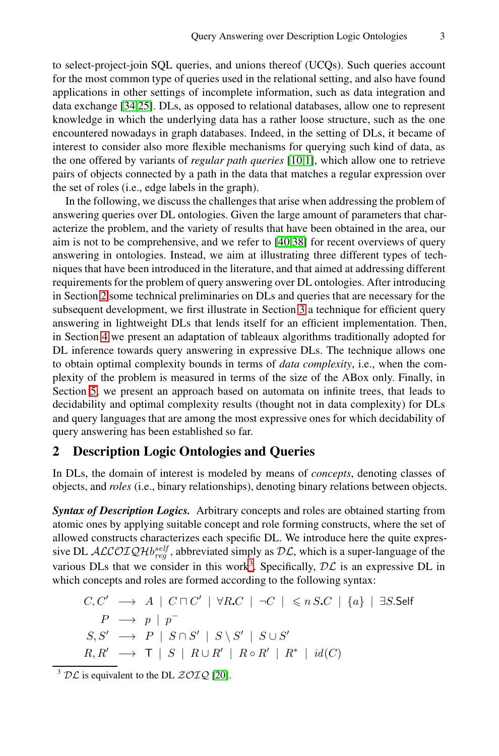to select-project-join SQL queries, and unions thereof (UCQs). Such queries account for the most common type of queries used in the relational setting, and also have found applications in other settings of incomplete information, such as data integration and data exchange [34,25]. DLs, as opposed to relational databases, allow one to represent knowledge in which the underlying data has a rather loose structure, such as the one encountered nowadays in graph databases. Indeed, in the setting of DLs, it became of interest to consider also more flexible mechanisms for querying such kind of data, as the one offered by variants of *regular path queries* [10,1], which allow one to retrieve pairs of objects connected by a path in the data that matches a regular expression over the set of roles (i.e., edge labels in the graph).

In the following, we discuss the challenges that arise when addressing the problem of answering queries over DL ontologies. Given the large amount of parameters that characterize the problem, and the variety of results that have been obtained in the area, our aim is not to be comprehensive, and we refer to [40,38] for recent overviews of query answering in ontologies. Instead, we aim at illustrating three different types of techniques that have been introduced in the literature, and that aimed at addressing different requirements for the problem of query answering over DL ontologies. After introducing in Section 2 some technical preliminaries on DLs and queries that are necessary for the subsequent development, we first illustrate in Section 3 a technique for efficient query answering in lightweight DLs that lends itself for an efficient implementation. Then, in Section 4 we present an adaptation of tableaux algorithms traditionally adopted for DL inference towards query answering in expressive DLs. The technique allows one to obtain optimal complexity bounds in terms of *data complexity*, i.e., when the complexity of the problem is measured in terms of the size of the ABox only. Finally, in Section 5, we present an approach based on automata on infinite trees, that leads to decidability and optimal complexity results (thought not in data complexity) for DLs and query languages that are among the most expressive ones for which decidability of query answering has been established so far.

## 2 Description Logic Ontologies and Queries

In DLs, the domain of interest is modeled by means of *concepts*, denoting classes of objects, and *roles* (i.e., binary relationships), denoting binary relations between objects.

***Syntax of Description Logics.*** Arbitrary concepts and roles are obtained starting from atomic ones by applying suitable concept and role forming constructs, where the set of allowed constructs characterizes each specific DL. We introduce here the quite expressive DL $\mathcal{ALCOIQHb}^{self}_{reg}$, abbreviated simply as $\mathcal{DL}$, which is a super-language of the various DLs that we consider in this work[3]. Specifically, $\mathcal{DL}$ is an expressive DL in which concepts and roles are formed according to the following syntax:

$$
\begin{array}{rcl}
C, C' & \longrightarrow & A \mid C \sqcap C' \mid \forall R.C \mid \neg C \mid \leqslant n\, S.C \mid \{a\} \mid \exists S.\mathsf{Self} \\
P & \longrightarrow & p \mid p^- \\
S, S' & \longrightarrow & P \mid S \cap S' \mid S \setminus S' \mid S \cup S' \\
R, R' & \longrightarrow & \mathsf{T} \mid S \mid R \cup R' \mid R \circ R' \mid R^* \mid id(C)
\end{array}
$$

[3] $\mathcal{DL}$ is equivalent to the DL $\mathcal{ZOIQ}$ [20].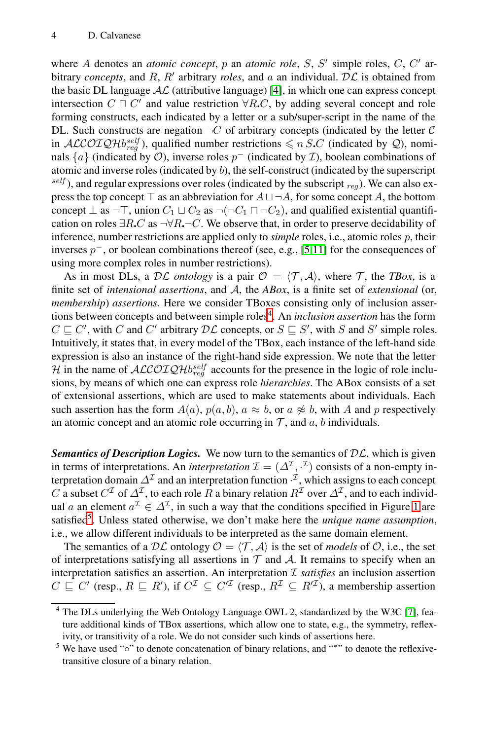where $A$ denotes an *atomic concept*, $p$ an *atomic role*, $S$, $S'$ simple roles, $C$, $C'$ arbitrary *concepts*, and $R$, $R'$ arbitrary *roles*, and $a$ an individual. $\mathcal{DL}$ is obtained from the basic DL language $\mathcal{AL}$ (attributive language) [4], in which one can express concept intersection $C \sqcap C'$ and value restriction $\forall R.C$, by adding several concept and role forming constructs, each indicated by a letter or a sub/super-script in the name of the DL. Such constructs are negation $\neg C$ of arbitrary concepts (indicated by the letter $\mathcal{C}$ in $\mathcal{ALCOIQH}b^{self}_{reg}$), qualified number restrictions $\leqslant n\, S.C$ (indicated by $\mathcal{Q}$), nominals $\{a\}$ (indicated by $\mathcal{O}$), inverse roles $p^-$ (indicated by $\mathcal{I}$), boolean combinations of atomic and inverse roles (indicated by $b$), the self-construct (indicated by the superscript $^{self}$), and regular expressions over roles (indicated by the subscript $_{reg}$). We can also express the top concept $\top$ as an abbreviation for $A \sqcup \neg A$, for some concept $A$, the bottom concept $\bot$ as $\neg\top$, union $C_1 \sqcup C_2$ as $\neg(\neg C_1 \sqcap \neg C_2)$, and qualified existential quantification on roles $\exists R.C$ as $\neg\forall R.\neg C$. We observe that, in order to preserve decidability of inference, number restrictions are applied only to *simple* roles, i.e., atomic roles $p$, their inverses $p^-$, or boolean combinations thereof (see, e.g., [5,11] for the consequences of using more complex roles in number restrictions).

As in most DLs, a $\mathcal{DL}$ *ontology* is a pair $\mathcal{O} = \langle \mathcal{T}, \mathcal{A} \rangle$, where $\mathcal{T}$, the *TBox*, is a finite set of *intensional assertions*, and $\mathcal{A}$, the *ABox*, is a finite set of *extensional* (or, *membership*) *assertions*. Here we consider TBoxes consisting only of inclusion assertions between concepts and between simple roles[4]. An *inclusion assertion* has the form $C \sqsubseteq C'$, with $C$ and $C'$ arbitrary $\mathcal{DL}$ concepts, or $S \sqsubseteq S'$, with $S$ and $S'$ simple roles. Intuitively, it states that, in every model of the TBox, each instance of the left-hand side expression is also an instance of the right-hand side expression. We note that the letter $\mathcal{H}$ in the name of $\mathcal{ALCOIQH}b^{self}_{reg}$ accounts for the presence in the logic of role inclusions, by means of which one can express role *hierarchies*. The ABox consists of a set of extensional assertions, which are used to make statements about individuals. Each such assertion has the form $A(a)$, $p(a, b)$, $a \approx b$, or $a \not\approx b$, with $A$ and $p$ respectively an atomic concept and an atomic role occurring in $\mathcal{T}$, and $a$, $b$ individuals.

***Semantics of Description Logics.*** We now turn to the semantics of $\mathcal{DL}$, which is given in terms of interpretations. An *interpretation* $\mathcal{I} = (\Delta^{\mathcal{I}}, \cdot^{\mathcal{I}})$ consists of a non-empty interpretation domain $\Delta^{\mathcal{I}}$ and an interpretation function $\cdot^{\mathcal{I}}$, which assigns to each concept $C$ a subset $C^{\mathcal{I}}$ of $\Delta^{\mathcal{I}}$, to each role $R$ a binary relation $R^{\mathcal{I}}$ over $\Delta^{\mathcal{I}}$, and to each individual $a$ an element $a^{\mathcal{I}} \in \Delta^{\mathcal{I}}$, in such a way that the conditions specified in Figure 1 are satisfied[5]. Unless stated otherwise, we don't make here the *unique name assumption*, i.e., we allow different individuals to be interpreted as the same domain element.

The semantics of a $\mathcal{DL}$ ontology $\mathcal{O} = \langle \mathcal{T}, \mathcal{A} \rangle$ is the set of *models* of $\mathcal{O}$, i.e., the set of interpretations satisfying all assertions in $\mathcal{T}$ and $\mathcal{A}$. It remains to specify when an interpretation satisfies an assertion. An interpretation $\mathcal{I}$ *satisfies* an inclusion assertion $C \sqsubseteq C'$ (resp., $R \sqsubseteq R'$), if $C^{\mathcal{I}} \subseteq C'^{\mathcal{I}}$ (resp., $R^{\mathcal{I}} \subseteq R'^{\mathcal{I}}$), a membership assertion

---

[4] The DLs underlying the Web Ontology Language OWL 2, standardized by the W3C [7], feature additional kinds of TBox assertions, which allow one to state, e.g., the symmetry, reflexivity, or transitivity of a role. We do not consider such kinds of assertions here.

[5] We have used "$\circ$" to denote concatenation of binary relations, and "$^*$" to denote the reflexive-transitive closure of a binary relation.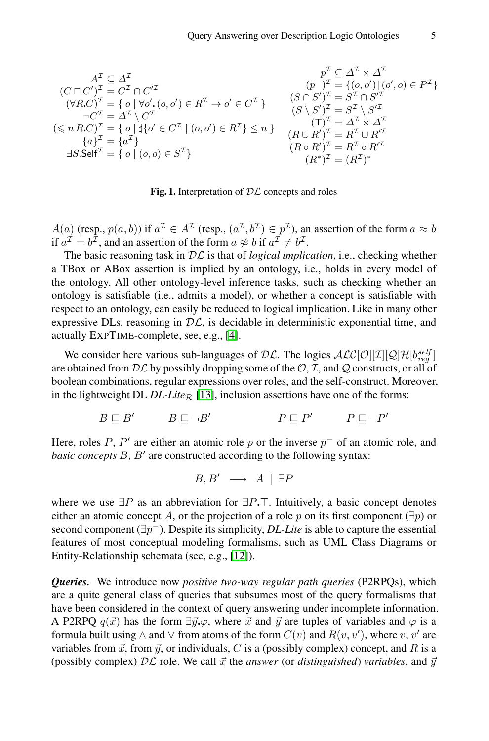$$
\begin{array}{rl}
A^{\mathcal{I}} &\subseteq \Delta^{\mathcal{I}} \\
(C \sqcap C')^{\mathcal{I}} &= C^{\mathcal{I}} \cap C'^{\mathcal{I}} \\
(\forall R.C)^{\mathcal{I}} &= \{\, o \mid \forall o'.\, (o,o') \in R^{\mathcal{I}} \to o' \in C^{\mathcal{I}} \,\} \\
\neg C^{\mathcal{I}} &= \Delta^{\mathcal{I}} \setminus C^{\mathcal{I}} \\
(\leqslant n\, R.C)^{\mathcal{I}} &= \{\, o \mid \sharp\{o' \in C^{\mathcal{I}} \mid (o,o') \in R^{\mathcal{I}}\} \leq n \,\} \\
\{a\}^{\mathcal{I}} &= \{a^{\mathcal{I}}\} \\
\exists S.\mathsf{Self}^{\mathcal{I}} &= \{\, o \mid (o,o) \in S^{\mathcal{I}}\}
\end{array}
\qquad
\begin{array}{rl}
p^{\mathcal{I}} &\subseteq \Delta^{\mathcal{I}} \times \Delta^{\mathcal{I}} \\
(p^-)^{\mathcal{I}} &= \{(o,o') \mid (o',o) \in P^{\mathcal{I}}\} \\
(S \cap S')^{\mathcal{I}} &= S^{\mathcal{I}} \cap S'^{\mathcal{I}} \\
(S \setminus S')^{\mathcal{I}} &= S^{\mathcal{I}} \setminus S'^{\mathcal{I}} \\
(\mathsf{T})^{\mathcal{I}} &= \Delta^{\mathcal{I}} \times \Delta^{\mathcal{I}} \\
(R \cup R')^{\mathcal{I}} &= R^{\mathcal{I}} \cup R'^{\mathcal{I}} \\
(R \circ R')^{\mathcal{I}} &= R^{\mathcal{I}} \circ R'^{\mathcal{I}} \\
(R^*)^{\mathcal{I}} &= (R^{\mathcal{I}})^*
\end{array}
$$

**Fig. 1.** Interpretation of $\mathcal{DL}$ concepts and roles

$A(a)$ (resp., $p(a,b)$) if $a^{\mathcal{I}} \in A^{\mathcal{I}}$ (resp., $(a^{\mathcal{I}}, b^{\mathcal{I}}) \in p^{\mathcal{I}}$), an assertion of the form $a \approx b$ if $a^{\mathcal{I}} = b^{\mathcal{I}}$, and an assertion of the form $a \not\approx b$ if $a^{\mathcal{I}} \neq b^{\mathcal{I}}$.

The basic reasoning task in $\mathcal{DL}$ is that of *logical implication*, i.e., checking whether a TBox or ABox assertion is implied by an ontology, i.e., holds in every model of the ontology. All other ontology-level inference tasks, such as checking whether an ontology is satisfiable (i.e., admits a model), or whether a concept is satisfiable with respect to an ontology, can easily be reduced to logical implication. Like in many other expressive DLs, reasoning in $\mathcal{DL}$, is decidable in deterministic exponential time, and actually EXPTIME-complete, see, e.g., [4].

We consider here various sub-languages of $\mathcal{DL}$. The logics $\mathcal{ALC}[\mathcal{O}][\mathcal{I}][\mathcal{Q}]\mathcal{H}[b_{reg}^{self}]$ are obtained from $\mathcal{DL}$ by possibly dropping some of the $\mathcal{O}$, $\mathcal{I}$, and $\mathcal{Q}$ constructs, or all of boolean combinations, regular expressions over roles, and the self-construct. Moreover, in the lightweight DL *DL-Lite*$_{\mathcal{R}}$ [13], inclusion assertions have one of the forms:

$$
B \sqsubseteq B' \qquad B \sqsubseteq \neg B' \qquad\qquad P \sqsubseteq P' \qquad P \sqsubseteq \neg P'
$$

Here, roles $P$, $P'$ are either an atomic role $p$ or the inverse $p^-$ of an atomic role, and *basic concepts* $B$, $B'$ are constructed according to the following syntax:

$$
B, B' \;\longrightarrow\; A \mid \exists P
$$

where we use $\exists P$ as an abbreviation for $\exists P.\top$. Intuitively, a basic concept denotes either an atomic concept $A$, or the projection of a role $p$ on its first component ($\exists p$) or second component ($\exists p^-$). Despite its simplicity, *DL-Lite* is able to capture the essential features of most conceptual modeling formalisms, such as UML Class Diagrams or Entity-Relationship schemata (see, e.g., [12]).

***Queries.*** We introduce now *positive two-way regular path queries* (P2RPQs), which are a quite general class of queries that subsumes most of the query formalisms that have been considered in the context of query answering under incomplete information. A P2RPQ $q(\vec{x})$ has the form $\exists \vec{y}.\varphi$, where $\vec{x}$ and $\vec{y}$ are tuples of variables and $\varphi$ is a formula built using $\wedge$ and $\vee$ from atoms of the form $C(v)$ and $R(v,v')$, where $v$, $v'$ are variables from $\vec{x}$, from $\vec{y}$, or individuals, $C$ is a (possibly complex) concept, and $R$ is a (possibly complex) $\mathcal{DL}$ role. We call $\vec{x}$ the *answer* (or *distinguished*) *variables*, and $\vec{y}$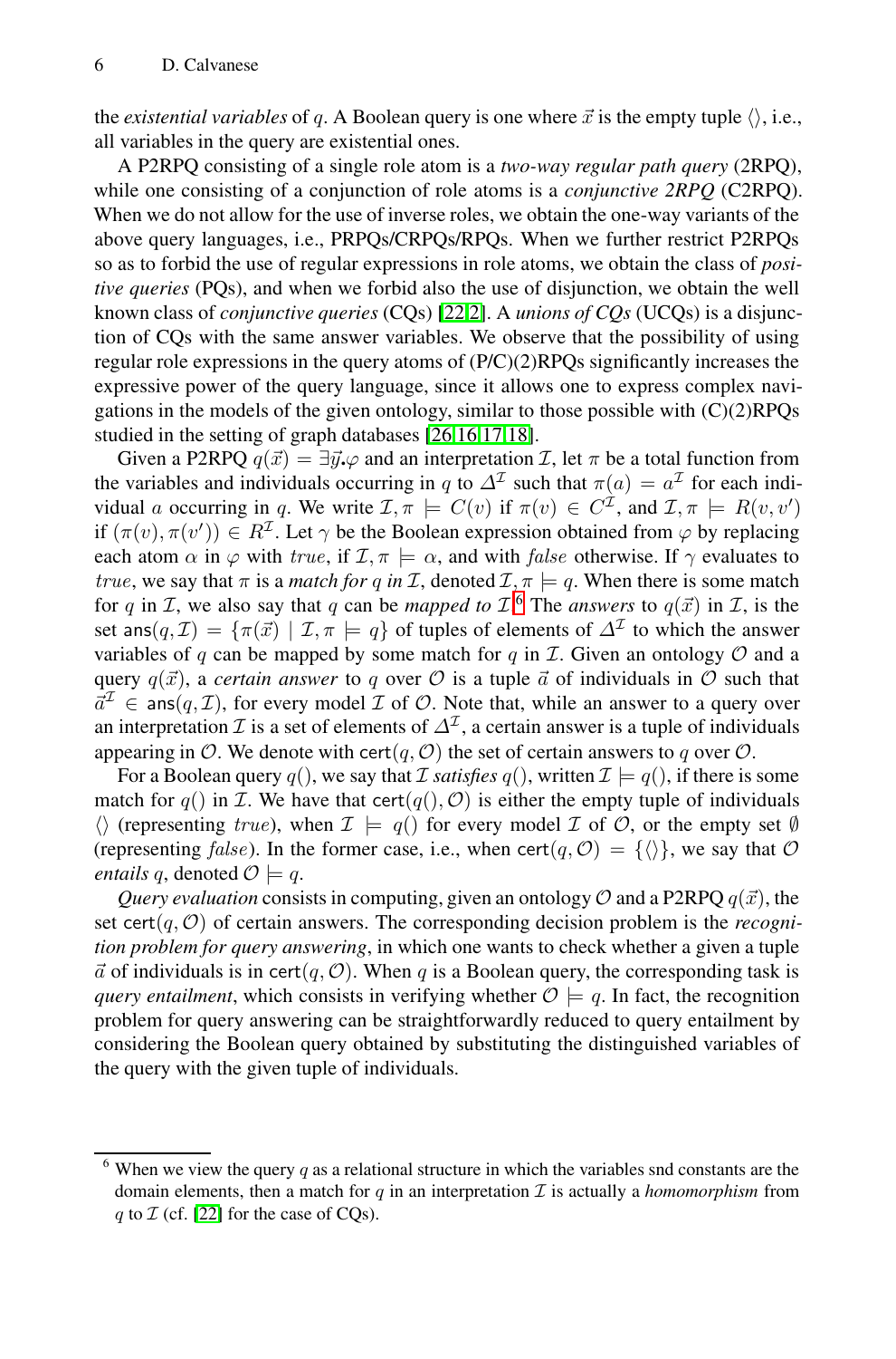the *existential variables* of $q$. A Boolean query is one where $\vec{x}$ is the empty tuple $\langle\rangle$, i.e., all variables in the query are existential ones.

A P2RPQ consisting of a single role atom is a *two-way regular path query* (2RPQ), while one consisting of a conjunction of role atoms is a *conjunctive 2RPQ* (C2RPQ). When we do not allow for the use of inverse roles, we obtain the one-way variants of the above query languages, i.e., PRPQs/CRPQs/RPQs. When we further restrict P2RPQs so as to forbid the use of regular expressions in role atoms, we obtain the class of *positive queries* (PQs), and when we forbid also the use of disjunction, we obtain the well known class of *conjunctive queries* (CQs) [22,2]. A *unions of CQs* (UCQs) is a disjunction of CQs with the same answer variables. We observe that the possibility of using regular role expressions in the query atoms of (P/C)(2)RPQs significantly increases the expressive power of the query language, since it allows one to express complex navigations in the models of the given ontology, similar to those possible with (C)(2)RPQs studied in the setting of graph databases [26,16,17,18].

Given a P2RPQ $q(\vec{x}) = \exists\vec{y}.\varphi$ and an interpretation $\mathcal{I}$, let $\pi$ be a total function from the variables and individuals occurring in $q$ to $\Delta^{\mathcal{I}}$ such that $\pi(a) = a^{\mathcal{I}}$ for each individual $a$ occurring in $q$. We write $\mathcal{I}, \pi \models C(v)$ if $\pi(v) \in C^{\mathcal{I}}$, and $\mathcal{I}, \pi \models R(v, v')$ if $(\pi(v), \pi(v')) \in R^{\mathcal{I}}$. Let $\gamma$ be the Boolean expression obtained from $\varphi$ by replacing each atom $\alpha$ in $\varphi$ with $true$, if $\mathcal{I}, \pi \models \alpha$, and with $false$ otherwise. If $\gamma$ evaluates to $true$, we say that $\pi$ is a *match for $q$ in $\mathcal{I}$*, denoted $\mathcal{I}, \pi \models q$. When there is some match for $q$ in $\mathcal{I}$, we also say that $q$ can be *mapped to* $\mathcal{I}$.[6] The *answers* to $q(\vec{x})$ in $\mathcal{I}$, is the set $\mathsf{ans}(q, \mathcal{I}) = \{\pi(\vec{x}) \mid \mathcal{I}, \pi \models q\}$ of tuples of elements of $\Delta^{\mathcal{I}}$ to which the answer variables of $q$ can be mapped by some match for $q$ in $\mathcal{I}$. Given an ontology $\mathcal{O}$ and a query $q(\vec{x})$, a *certain answer* to $q$ over $\mathcal{O}$ is a tuple $\vec{a}$ of individuals in $\mathcal{O}$ such that $\vec{a}^{\mathcal{I}} \in \mathsf{ans}(q, \mathcal{I})$, for every model $\mathcal{I}$ of $\mathcal{O}$. Note that, while an answer to a query over an interpretation $\mathcal{I}$ is a set of elements of $\Delta^{\mathcal{I}}$, a certain answer is a tuple of individuals appearing in $\mathcal{O}$. We denote with $\mathsf{cert}(q, \mathcal{O})$ the set of certain answers to $q$ over $\mathcal{O}$.

For a Boolean query $q()$, we say that $\mathcal{I}$ *satisfies* $q()$, written $\mathcal{I} \models q()$, if there is some match for $q()$ in $\mathcal{I}$. We have that $\mathsf{cert}(q(), \mathcal{O})$ is either the empty tuple of individuals $\langle\rangle$ (representing $true$), when $\mathcal{I} \models q()$ for every model $\mathcal{I}$ of $\mathcal{O}$, or the empty set $\emptyset$ (representing $false$). In the former case, i.e., when $\mathsf{cert}(q, \mathcal{O}) = \{\langle\rangle\}$, we say that $\mathcal{O}$ *entails* $q$, denoted $\mathcal{O} \models q$.

*Query evaluation* consists in computing, given an ontology $\mathcal{O}$ and a P2RPQ $q(\vec{x})$, the set $\mathsf{cert}(q, \mathcal{O})$ of certain answers. The corresponding decision problem is the *recognition problem for query answering*, in which one wants to check whether a given a tuple $\vec{a}$ of individuals is in $\mathsf{cert}(q, \mathcal{O})$. When $q$ is a Boolean query, the corresponding task is *query entailment*, which consists in verifying whether $\mathcal{O} \models q$. In fact, the recognition problem for query answering can be straightforwardly reduced to query entailment by considering the Boolean query obtained by substituting the distinguished variables of the query with the given tuple of individuals.

---

[6] When we view the query $q$ as a relational structure in which the variables snd constants are the domain elements, then a match for $q$ in an interpretation $\mathcal{I}$ is actually a *homomorphism* from $q$ to $\mathcal{I}$ (cf. [22] for the case of CQs).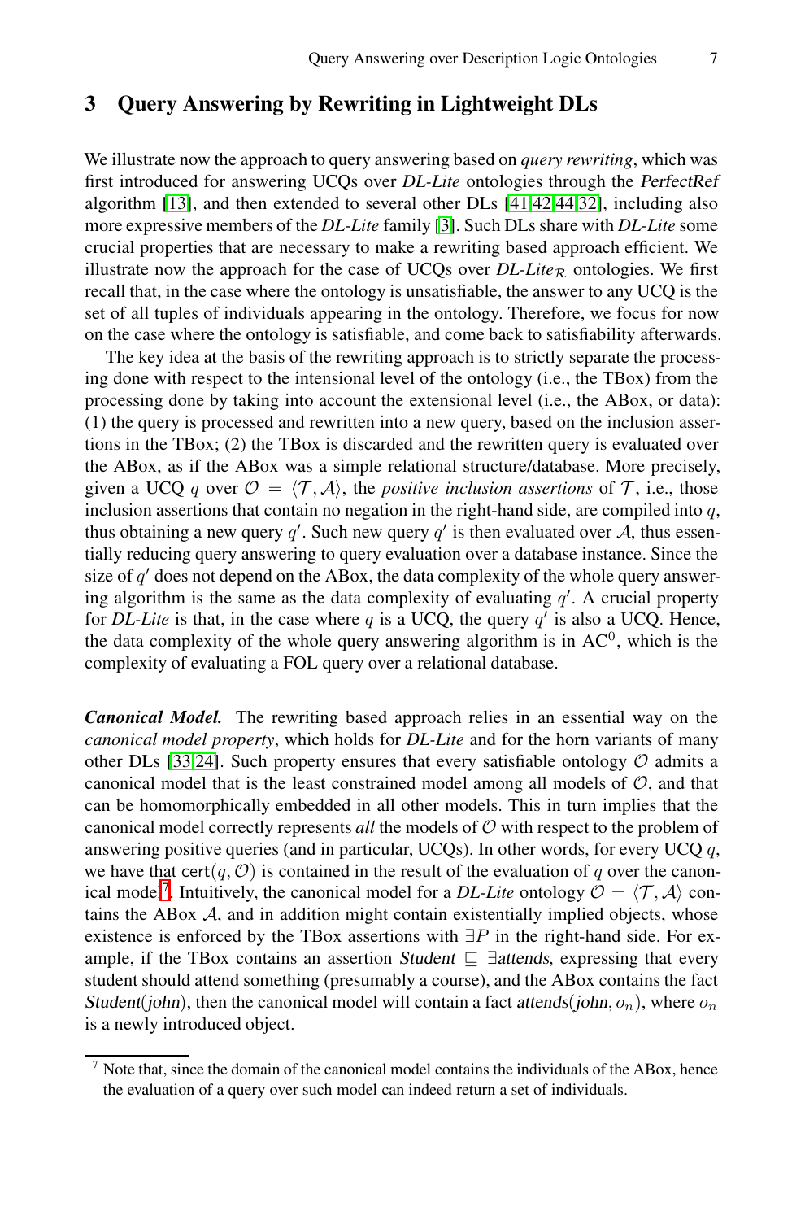## 3 Query Answering by Rewriting in Lightweight DLs

We illustrate now the approach to query answering based on *query rewriting*, which was first introduced for answering UCQs over *DL-Lite* ontologies through the *PerfectRef* algorithm [13], and then extended to several other DLs [41,42,44,32], including also more expressive members of the *DL-Lite* family [3]. Such DLs share with *DL-Lite* some crucial properties that are necessary to make a rewriting based approach efficient. We illustrate now the approach for the case of UCQs over $DL\text{-}Lite_{\mathcal{R}}$ ontologies. We first recall that, in the case where the ontology is unsatisfiable, the answer to any UCQ is the set of all tuples of individuals appearing in the ontology. Therefore, we focus for now on the case where the ontology is satisfiable, and come back to satisfiability afterwards.

The key idea at the basis of the rewriting approach is to strictly separate the processing done with respect to the intensional level of the ontology (i.e., the TBox) from the processing done by taking into account the extensional level (i.e., the ABox, or data): (1) the query is processed and rewritten into a new query, based on the inclusion assertions in the TBox; (2) the TBox is discarded and the rewritten query is evaluated over the ABox, as if the ABox was a simple relational structure/database. More precisely, given a UCQ $q$ over $\mathcal{O} = \langle \mathcal{T}, \mathcal{A} \rangle$, the *positive inclusion assertions* of $\mathcal{T}$, i.e., those inclusion assertions that contain no negation in the right-hand side, are compiled into $q$, thus obtaining a new query $q'$. Such new query $q'$ is then evaluated over $\mathcal{A}$, thus essentially reducing query answering to query evaluation over a database instance. Since the size of $q'$ does not depend on the ABox, the data complexity of the whole query answering algorithm is the same as the data complexity of evaluating $q'$. A crucial property for *DL-Lite* is that, in the case where $q$ is a UCQ, the query $q'$ is also a UCQ. Hence, the data complexity of the whole query answering algorithm is in $\mathrm{AC}^0$, which is the complexity of evaluating a FOL query over a relational database.

***Canonical Model.*** The rewriting based approach relies in an essential way on the *canonical model property*, which holds for *DL-Lite* and for the horn variants of many other DLs [33,24]. Such property ensures that every satisfiable ontology $\mathcal{O}$ admits a canonical model that is the least constrained model among all models of $\mathcal{O}$, and that can be homomorphically embedded in all other models. This in turn implies that the canonical model correctly represents *all* the models of $\mathcal{O}$ with respect to the problem of answering positive queries (and in particular, UCQs). In other words, for every UCQ $q$, we have that $\mathsf{cert}(q, \mathcal{O})$ is contained in the result of the evaluation of $q$ over the canonical model[7]. Intuitively, the canonical model for a *DL-Lite* ontology $\mathcal{O} = \langle \mathcal{T}, \mathcal{A} \rangle$ contains the ABox $\mathcal{A}$, and in addition might contain existentially implied objects, whose existence is enforced by the TBox assertions with $\exists P$ in the right-hand side. For example, if the TBox contains an assertion $\mathit{Student} \sqsubseteq \exists \mathit{attends}$, expressing that every student should attend something (presumably a course), and the ABox contains the fact $\mathit{Student}(\mathit{john})$, then the canonical model will contain a fact $\mathit{attends}(\mathit{john}, o_n)$, where $o_n$ is a newly introduced object.

[7] Note that, since the domain of the canonical model contains the individuals of the ABox, hence the evaluation of a query over such model can indeed return a set of individuals.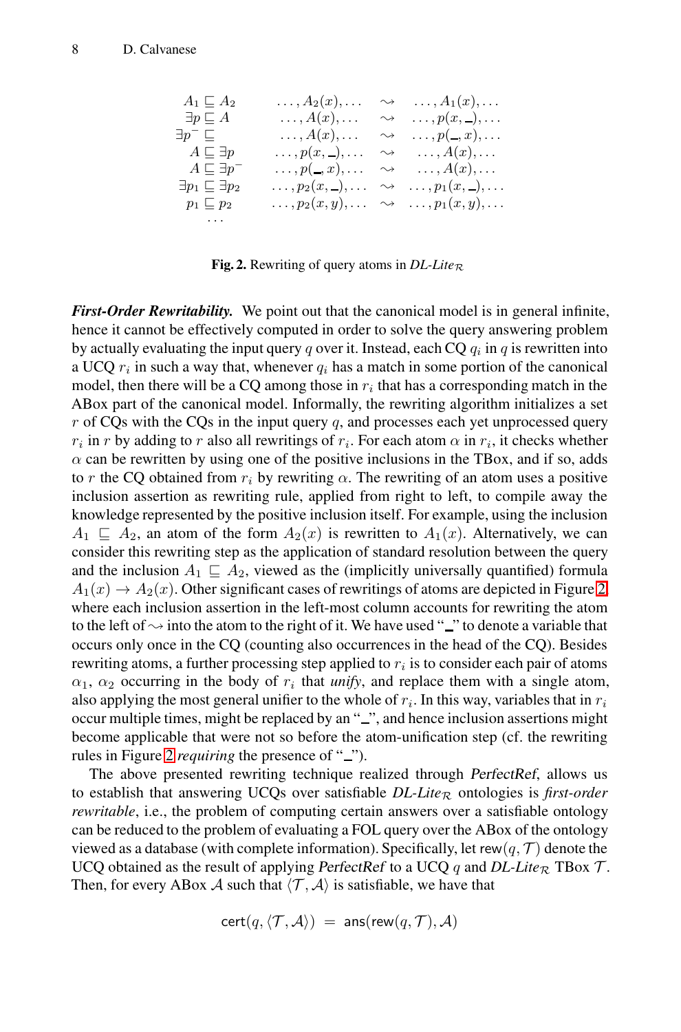$$
\begin{array}{llcl}
A_1 \sqsubseteq A_2 & \ldots, A_2(x), \ldots & \rightsquigarrow & \ldots, A_1(x), \ldots \\
\exists p \sqsubseteq A & \ldots, A(x), \ldots & \rightsquigarrow & \ldots, p(x, \_), \ldots \\
\exists p^- \sqsubseteq & \ldots, A(x), \ldots & \rightsquigarrow & \ldots, p(\_, x), \ldots \\
A \sqsubseteq \exists p & \ldots, p(x, \_), \ldots & \rightsquigarrow & \ldots, A(x), \ldots \\
A \sqsubseteq \exists p^- & \ldots, p(\_, x), \ldots & \rightsquigarrow & \ldots, A(x), \ldots \\
\exists p_1 \sqsubseteq \exists p_2 & \ldots, p_2(x, \_), \ldots & \rightsquigarrow & \ldots, p_1(x, \_), \ldots \\
p_1 \sqsubseteq p_2 & \ldots, p_2(x, y), \ldots & \rightsquigarrow & \ldots, p_1(x, y), \ldots \\
\ldots & & &
\end{array}
$$

**Fig. 2.** Rewriting of query atoms in *DL-Lite*$_\mathcal{R}$

***First-Order Rewritability.*** We point out that the canonical model is in general infinite, hence it cannot be effectively computed in order to solve the query answering problem by actually evaluating the input query $q$ over it. Instead, each CQ $q_i$ in $q$ is rewritten into a UCQ $r_i$ in such a way that, whenever $q_i$ has a match in some portion of the canonical model, then there will be a CQ among those in $r_i$ that has a corresponding match in the ABox part of the canonical model. Informally, the rewriting algorithm initializes a set $r$ of CQs with the CQs in the input query $q$, and processes each yet unprocessed query $r_i$ in $r$ by adding to $r$ also all rewritings of $r_i$. For each atom $\alpha$ in $r_i$, it checks whether $\alpha$ can be rewritten by using one of the positive inclusions in the TBox, and if so, adds to $r$ the CQ obtained from $r_i$ by rewriting $\alpha$. The rewriting of an atom uses a positive inclusion assertion as rewriting rule, applied from right to left, to compile away the knowledge represented by the positive inclusion itself. For example, using the inclusion $A_1 \sqsubseteq A_2$, an atom of the form $A_2(x)$ is rewritten to $A_1(x)$. Alternatively, we can consider this rewriting step as the application of standard resolution between the query and the inclusion $A_1 \sqsubseteq A_2$, viewed as the (implicitly universally quantified) formula $A_1(x) \rightarrow A_2(x)$. Other significant cases of rewritings of atoms are depicted in Figure 2, where each inclusion assertion in the left-most column accounts for rewriting the atom to the left of $\rightsquigarrow$ into the atom to the right of it. We have used "_" to denote a variable that occurs only once in the CQ (counting also occurrences in the head of the CQ). Besides rewriting atoms, a further processing step applied to $r_i$ is to consider each pair of atoms $\alpha_1$, $\alpha_2$ occurring in the body of $r_i$ that *unify*, and replace them with a single atom, also applying the most general unifier to the whole of $r_i$. In this way, variables that in $r_i$ occur multiple times, might be replaced by an "_", and hence inclusion assertions might become applicable that were not so before the atom-unification step (cf. the rewriting rules in Figure 2 *requiring* the presence of "_").

The above presented rewriting technique realized through *PerfectRef*, allows us to establish that answering UCQs over satisfiable *DL-Lite*$_\mathcal{R}$ ontologies is *first-order rewritable*, i.e., the problem of computing certain answers over a satisfiable ontology can be reduced to the problem of evaluating a FOL query over the ABox of the ontology viewed as a database (with complete information). Specifically, let $\mathsf{rew}(q, \mathcal{T})$ denote the UCQ obtained as the result of applying *PerfectRef* to a UCQ $q$ and *DL-Lite*$_\mathcal{R}$ TBox $\mathcal{T}$. Then, for every ABox $\mathcal{A}$ such that $\langle \mathcal{T}, \mathcal{A} \rangle$ is satisfiable, we have that

$$
\mathsf{cert}(q, \langle \mathcal{T}, \mathcal{A} \rangle) \;=\; \mathsf{ans}(\mathsf{rew}(q, \mathcal{T}), \mathcal{A})
$$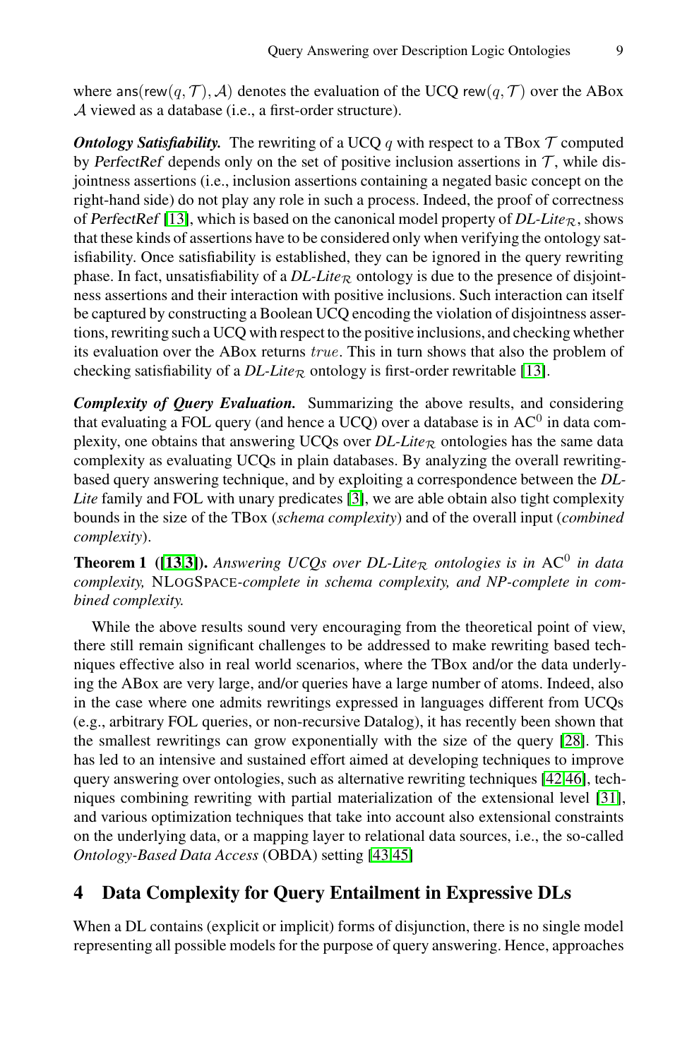where $\mathsf{ans}(\mathsf{rew}(q, \mathcal{T}), \mathcal{A})$ denotes the evaluation of the UCQ $\mathsf{rew}(q, \mathcal{T})$ over the ABox $\mathcal{A}$ viewed as a database (i.e., a first-order structure).

***Ontology Satisfiability.*** The rewriting of a UCQ $q$ with respect to a TBox $\mathcal{T}$ computed by *PerfectRef* depends only on the set of positive inclusion assertions in $\mathcal{T}$, while disjointness assertions (i.e., inclusion assertions containing a negated basic concept on the right-hand side) do not play any role in such a process. Indeed, the proof of correctness of *PerfectRef* [13], which is based on the canonical model property of *DL-Lite*$_\mathcal{R}$, shows that these kinds of assertions have to be considered only when verifying the ontology satisfiability. Once satisfiability is established, they can be ignored in the query rewriting phase. In fact, unsatisfiability of a *DL-Lite*$_\mathcal{R}$ ontology is due to the presence of disjointness assertions and their interaction with positive inclusions. Such interaction can itself be captured by constructing a Boolean UCQ encoding the violation of disjointness assertions, rewriting such a UCQ with respect to the positive inclusions, and checking whether its evaluation over the ABox returns $true$. This in turn shows that also the problem of checking satisfiability of a *DL-Lite*$_\mathcal{R}$ ontology is first-order rewritable [13].

***Complexity of Query Evaluation.*** Summarizing the above results, and considering that evaluating a FOL query (and hence a UCQ) over a database is in $\mathrm{AC}^0$ in data complexity, one obtains that answering UCQs over *DL-Lite*$_\mathcal{R}$ ontologies has the same data complexity as evaluating UCQs in plain databases. By analyzing the overall rewriting-based query answering technique, and by exploiting a correspondence between the *DL-Lite* family and FOL with unary predicates [3], we are able obtain also tight complexity bounds in the size of the TBox (*schema complexity*) and of the overall input (*combined complexity*).

**Theorem 1 ([13,3]).** *Answering UCQs over DL-Lite*$_\mathcal{R}$ *ontologies is in* $\mathrm{AC}^0$ *in data complexity,* NLOGSPACE*-complete in schema complexity, and NP-complete in combined complexity.*

While the above results sound very encouraging from the theoretical point of view, there still remain significant challenges to be addressed to make rewriting based techniques effective also in real world scenarios, where the TBox and/or the data underlying the ABox are very large, and/or queries have a large number of atoms. Indeed, also in the case where one admits rewritings expressed in languages different from UCQs (e.g., arbitrary FOL queries, or non-recursive Datalog), it has recently been shown that the smallest rewritings can grow exponentially with the size of the query [28]. This has led to an intensive and sustained effort aimed at developing techniques to improve query answering over ontologies, such as alternative rewriting techniques [42,46], techniques combining rewriting with partial materialization of the extensional level [31], and various optimization techniques that take into account also extensional constraints on the underlying data, or a mapping layer to relational data sources, i.e., the so-called *Ontology-Based Data Access* (OBDA) setting [43,45]

## 4 Data Complexity for Query Entailment in Expressive DLs

When a DL contains (explicit or implicit) forms of disjunction, there is no single model representing all possible models for the purpose of query answering. Hence, approaches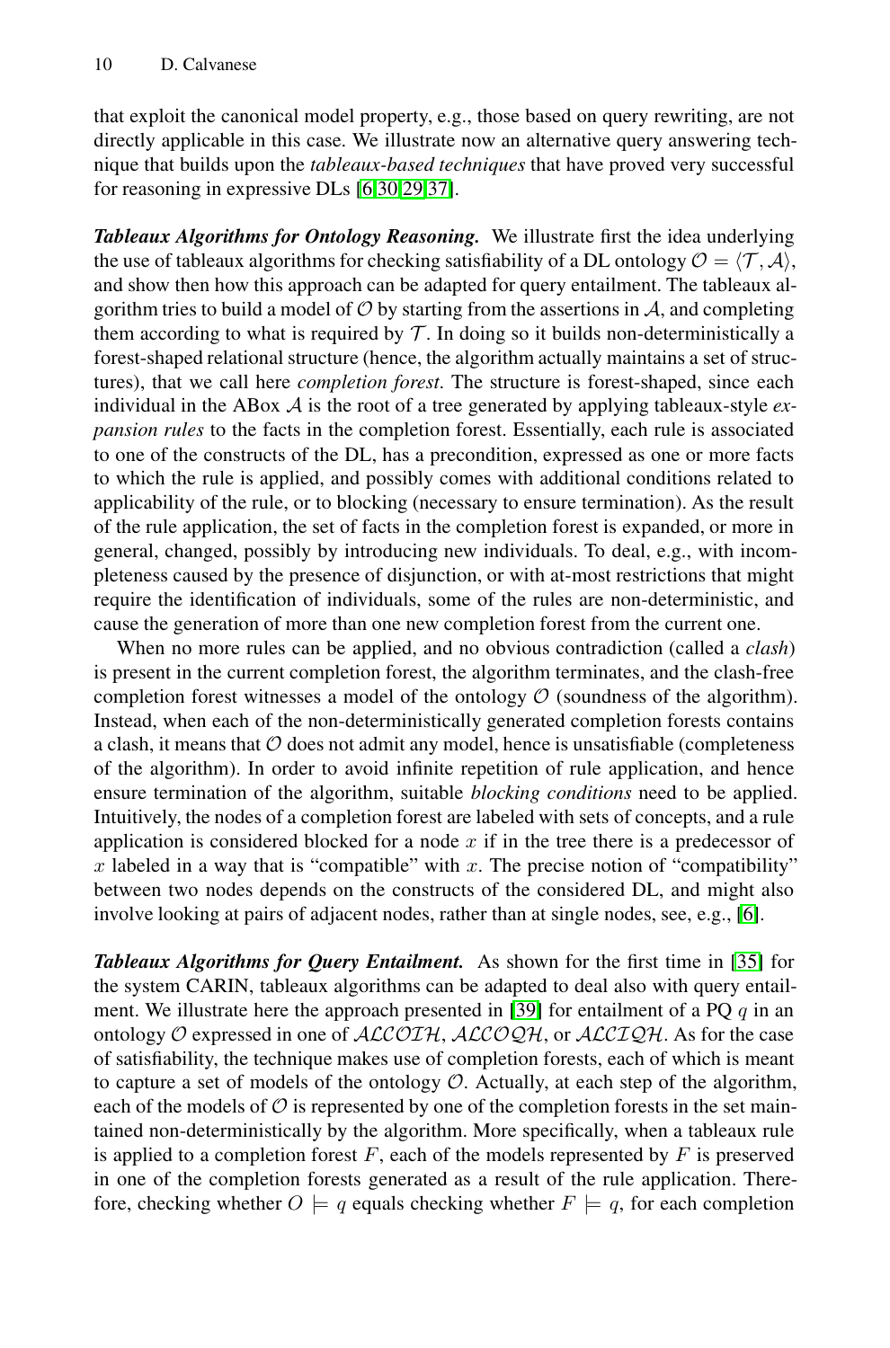that exploit the canonical model property, e.g., those based on query rewriting, are not directly applicable in this case. We illustrate now an alternative query answering technique that builds upon the *tableaux-based techniques* that have proved very successful for reasoning in expressive DLs [6,30,29,37].

***Tableaux Algorithms for Ontology Reasoning.*** We illustrate first the idea underlying the use of tableaux algorithms for checking satisfiability of a DL ontology $\mathcal{O} = \langle \mathcal{T}, \mathcal{A} \rangle$, and show then how this approach can be adapted for query entailment. The tableaux algorithm tries to build a model of $\mathcal{O}$ by starting from the assertions in $\mathcal{A}$, and completing them according to what is required by $\mathcal{T}$. In doing so it builds non-deterministically a forest-shaped relational structure (hence, the algorithm actually maintains a set of structures), that we call here *completion forest*. The structure is forest-shaped, since each individual in the ABox $\mathcal{A}$ is the root of a tree generated by applying tableaux-style *expansion rules* to the facts in the completion forest. Essentially, each rule is associated to one of the constructs of the DL, has a precondition, expressed as one or more facts to which the rule is applied, and possibly comes with additional conditions related to applicability of the rule, or to blocking (necessary to ensure termination). As the result of the rule application, the set of facts in the completion forest is expanded, or more in general, changed, possibly by introducing new individuals. To deal, e.g., with incompleteness caused by the presence of disjunction, or with at-most restrictions that might require the identification of individuals, some of the rules are non-deterministic, and cause the generation of more than one new completion forest from the current one.

When no more rules can be applied, and no obvious contradiction (called a *clash*) is present in the current completion forest, the algorithm terminates, and the clash-free completion forest witnesses a model of the ontology $\mathcal{O}$ (soundness of the algorithm). Instead, when each of the non-deterministically generated completion forests contains a clash, it means that $\mathcal{O}$ does not admit any model, hence is unsatisfiable (completeness of the algorithm). In order to avoid infinite repetition of rule application, and hence ensure termination of the algorithm, suitable *blocking conditions* need to be applied. Intuitively, the nodes of a completion forest are labeled with sets of concepts, and a rule application is considered blocked for a node $x$ if in the tree there is a predecessor of $x$ labeled in a way that is "compatible" with $x$. The precise notion of "compatibility" between two nodes depends on the constructs of the considered DL, and might also involve looking at pairs of adjacent nodes, rather than at single nodes, see, e.g., [6].

***Tableaux Algorithms for Query Entailment.*** As shown for the first time in [35] for the system CARIN, tableaux algorithms can be adapted to deal also with query entailment. We illustrate here the approach presented in [39] for entailment of a PQ $q$ in an ontology $\mathcal{O}$ expressed in one of $\mathcal{ALCOIH}$, $\mathcal{ALCOQH}$, or $\mathcal{ALCIQH}$. As for the case of satisfiability, the technique makes use of completion forests, each of which is meant to capture a set of models of the ontology $\mathcal{O}$. Actually, at each step of the algorithm, each of the models of $\mathcal{O}$ is represented by one of the completion forests in the set maintained non-deterministically by the algorithm. More specifically, when a tableaux rule is applied to a completion forest $F$, each of the models represented by $F$ is preserved in one of the completion forests generated as a result of the rule application. Therefore, checking whether $O \models q$ equals checking whether $F \models q$, for each completion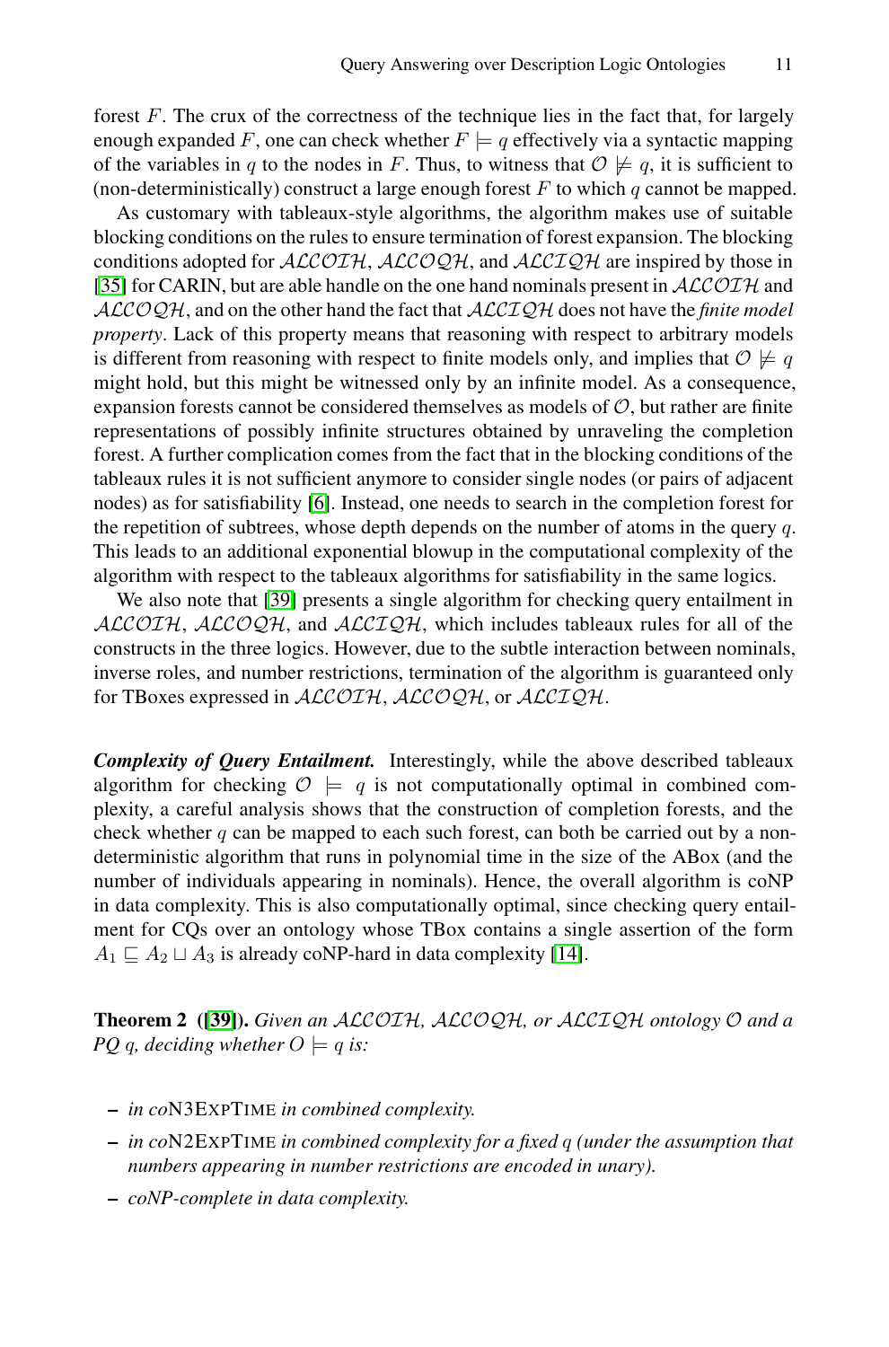forest $F$. The crux of the correctness of the technique lies in the fact that, for largely enough expanded $F$, one can check whether $F \models q$ effectively via a syntactic mapping of the variables in $q$ to the nodes in $F$. Thus, to witness that $\mathcal{O} \not\models q$, it is sufficient to (non-deterministically) construct a large enough forest $F$ to which $q$ cannot be mapped.

As customary with tableaux-style algorithms, the algorithm makes use of suitable blocking conditions on the rules to ensure termination of forest expansion. The blocking conditions adopted for $\mathcal{ALCOIH}$, $\mathcal{ALCOQH}$, and $\mathcal{ALCIQH}$ are inspired by those in [35] for CARIN, but are able handle on the one hand nominals present in $\mathcal{ALCOIH}$ and $\mathcal{ALCOQH}$, and on the other hand the fact that $\mathcal{ALCIQH}$ does not have the *finite model property*. Lack of this property means that reasoning with respect to arbitrary models is different from reasoning with respect to finite models only, and implies that $\mathcal{O} \not\models q$ might hold, but this might be witnessed only by an infinite model. As a consequence, expansion forests cannot be considered themselves as models of $\mathcal{O}$, but rather are finite representations of possibly infinite structures obtained by unraveling the completion forest. A further complication comes from the fact that in the blocking conditions of the tableaux rules it is not sufficient anymore to consider single nodes (or pairs of adjacent nodes) as for satisfiability [6]. Instead, one needs to search in the completion forest for the repetition of subtrees, whose depth depends on the number of atoms in the query $q$. This leads to an additional exponential blowup in the computational complexity of the algorithm with respect to the tableaux algorithms for satisfiability in the same logics.

We also note that [39] presents a single algorithm for checking query entailment in $\mathcal{ALCOIH}$, $\mathcal{ALCOQH}$, and $\mathcal{ALCIQH}$, which includes tableaux rules for all of the constructs in the three logics. However, due to the subtle interaction between nominals, inverse roles, and number restrictions, termination of the algorithm is guaranteed only for TBoxes expressed in $\mathcal{ALCOIH}$, $\mathcal{ALCOQH}$, or $\mathcal{ALCIQH}$.

***Complexity of Query Entailment.*** Interestingly, while the above described tableaux algorithm for checking $\mathcal{O} \models q$ is not computationally optimal in combined complexity, a careful analysis shows that the construction of completion forests, and the check whether $q$ can be mapped to each such forest, can both be carried out by a non-deterministic algorithm that runs in polynomial time in the size of the ABox (and the number of individuals appearing in nominals). Hence, the overall algorithm is coNP in data complexity. This is also computationally optimal, since checking query entailment for CQs over an ontology whose TBox contains a single assertion of the form $A_1 \sqsubseteq A_2 \sqcup A_3$ is already coNP-hard in data complexity [14].

**Theorem 2 ([39]).** *Given an $\mathcal{ALCOIH}$, $\mathcal{ALCOQH}$, or $\mathcal{ALCIQH}$ ontology $\mathcal{O}$ and a PQ $q$, deciding whether $O \models q$ is:*

- *in co*N3EXPTIME *in combined complexity.*
- *in co*N2EXPTIME *in combined complexity for a fixed $q$ (under the assumption that numbers appearing in number restrictions are encoded in unary).*
- *coNP-complete in data complexity.*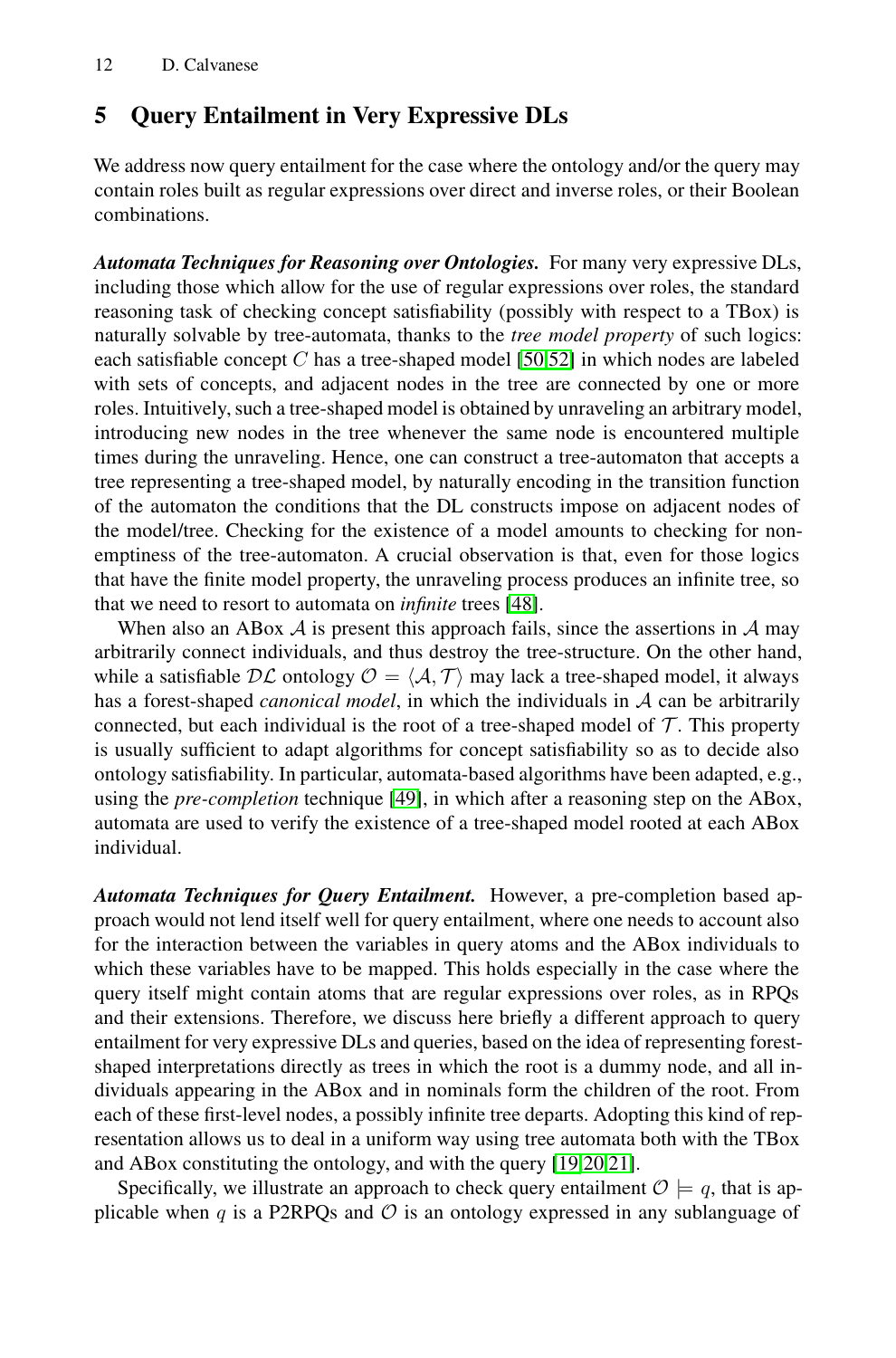## 5 Query Entailment in Very Expressive DLs

We address now query entailment for the case where the ontology and/or the query may contain roles built as regular expressions over direct and inverse roles, or their Boolean combinations.

***Automata Techniques for Reasoning over Ontologies.*** For many very expressive DLs, including those which allow for the use of regular expressions over roles, the standard reasoning task of checking concept satisfiability (possibly with respect to a TBox) is naturally solvable by tree-automata, thanks to the *tree model property* of such logics: each satisfiable concept $C$ has a tree-shaped model [50,52] in which nodes are labeled with sets of concepts, and adjacent nodes in the tree are connected by one or more roles. Intuitively, such a tree-shaped model is obtained by unraveling an arbitrary model, introducing new nodes in the tree whenever the same node is encountered multiple times during the unraveling. Hence, one can construct a tree-automaton that accepts a tree representing a tree-shaped model, by naturally encoding in the transition function of the automaton the conditions that the DL constructs impose on adjacent nodes of the model/tree. Checking for the existence of a model amounts to checking for non-emptiness of the tree-automaton. A crucial observation is that, even for those logics that have the finite model property, the unraveling process produces an infinite tree, so that we need to resort to automata on *infinite* trees [48].

When also an ABox $\mathcal{A}$ is present this approach fails, since the assertions in $\mathcal{A}$ may arbitrarily connect individuals, and thus destroy the tree-structure. On the other hand, while a satisfiable $\mathcal{DL}$ ontology $\mathcal{O} = \langle \mathcal{A}, \mathcal{T} \rangle$ may lack a tree-shaped model, it always has a forest-shaped *canonical model*, in which the individuals in $\mathcal{A}$ can be arbitrarily connected, but each individual is the root of a tree-shaped model of $\mathcal{T}$. This property is usually sufficient to adapt algorithms for concept satisfiability so as to decide also ontology satisfiability. In particular, automata-based algorithms have been adapted, e.g., using the *pre-completion* technique [49], in which after a reasoning step on the ABox, automata are used to verify the existence of a tree-shaped model rooted at each ABox individual.

***Automata Techniques for Query Entailment.*** However, a pre-completion based approach would not lend itself well for query entailment, where one needs to account also for the interaction between the variables in query atoms and the ABox individuals to which these variables have to be mapped. This holds especially in the case where the query itself might contain atoms that are regular expressions over roles, as in RPQs and their extensions. Therefore, we discuss here briefly a different approach to query entailment for very expressive DLs and queries, based on the idea of representing forest-shaped interpretations directly as trees in which the root is a dummy node, and all individuals appearing in the ABox and in nominals form the children of the root. From each of these first-level nodes, a possibly infinite tree departs. Adopting this kind of representation allows us to deal in a uniform way using tree automata both with the TBox and ABox constituting the ontology, and with the query [19,20,21].

Specifically, we illustrate an approach to check query entailment $\mathcal{O} \models q$, that is applicable when $q$ is a P2RPQs and $\mathcal{O}$ is an ontology expressed in any sublanguage of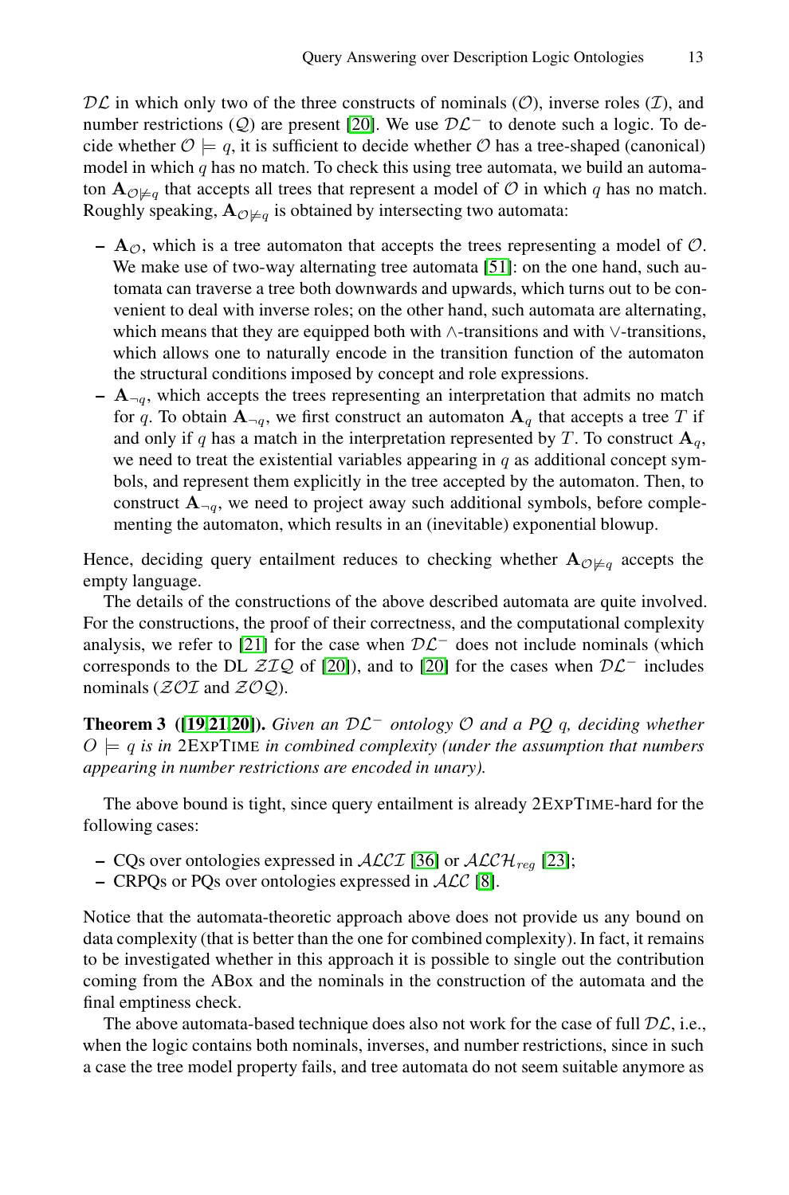$\mathcal{DL}$ in which only two of the three constructs of nominals ($\mathcal{O}$), inverse roles ($\mathcal{I}$), and number restrictions ($\mathcal{Q}$) are present [20]. We use $\mathcal{DL}^-$ to denote such a logic. To decide whether $\mathcal{O} \models q$, it is sufficient to decide whether $\mathcal{O}$ has a tree-shaped (canonical) model in which $q$ has no match. To check this using tree automata, we build an automaton $\mathbf{A}_{\mathcal{O}\not\models q}$ that accepts all trees that represent a model of $\mathcal{O}$ in which $q$ has no match. Roughly speaking, $\mathbf{A}_{\mathcal{O}\not\models q}$ is obtained by intersecting two automata:

- $\mathbf{A}_{\mathcal{O}}$, which is a tree automaton that accepts the trees representing a model of $\mathcal{O}$. We make use of two-way alternating tree automata [51]: on the one hand, such automata can traverse a tree both downwards and upwards, which turns out to be convenient to deal with inverse roles; on the other hand, such automata are alternating, which means that they are equipped both with $\wedge$-transitions and with $\vee$-transitions, which allows one to naturally encode in the transition function of the automaton the structural conditions imposed by concept and role expressions.
- $\mathbf{A}_{\neg q}$, which accepts the trees representing an interpretation that admits no match for $q$. To obtain $\mathbf{A}_{\neg q}$, we first construct an automaton $\mathbf{A}_q$ that accepts a tree $T$ if and only if $q$ has a match in the interpretation represented by $T$. To construct $\mathbf{A}_q$, we need to treat the existential variables appearing in $q$ as additional concept symbols, and represent them explicitly in the tree accepted by the automaton. Then, to construct $\mathbf{A}_{\neg q}$, we need to project away such additional symbols, before complementing the automaton, which results in an (inevitable) exponential blowup.

Hence, deciding query entailment reduces to checking whether $\mathbf{A}_{\mathcal{O}\not\models q}$ accepts the empty language.

The details of the constructions of the above described automata are quite involved. For the constructions, the proof of their correctness, and the computational complexity analysis, we refer to [21] for the case when $\mathcal{DL}^-$ does not include nominals (which corresponds to the DL $\mathcal{ZIQ}$ of [20]), and to [20] for the cases when $\mathcal{DL}^-$ includes nominals ($\mathcal{ZOI}$ and $\mathcal{ZOQ}$).

**Theorem 3 ([19,21,20]).** *Given an $\mathcal{DL}^-$ ontology $\mathcal{O}$ and a PQ $q$, deciding whether $O \models q$ is in* 2EXPTIME *in combined complexity (under the assumption that numbers appearing in number restrictions are encoded in unary).*

The above bound is tight, since query entailment is already 2EXPTIME-hard for the following cases:

- CQs over ontologies expressed in $\mathcal{ALCI}$ [36] or $\mathcal{ALCH}_{reg}$ [23];
- CRPQs or PQs over ontologies expressed in $\mathcal{ALC}$ [8].

Notice that the automata-theoretic approach above does not provide us any bound on data complexity (that is better than the one for combined complexity). In fact, it remains to be investigated whether in this approach it is possible to single out the contribution coming from the ABox and the nominals in the construction of the automata and the final emptiness check.

The above automata-based technique does also not work for the case of full $\mathcal{DL}$, i.e., when the logic contains both nominals, inverses, and number restrictions, since in such a case the tree model property fails, and tree automata do not seem suitable anymore as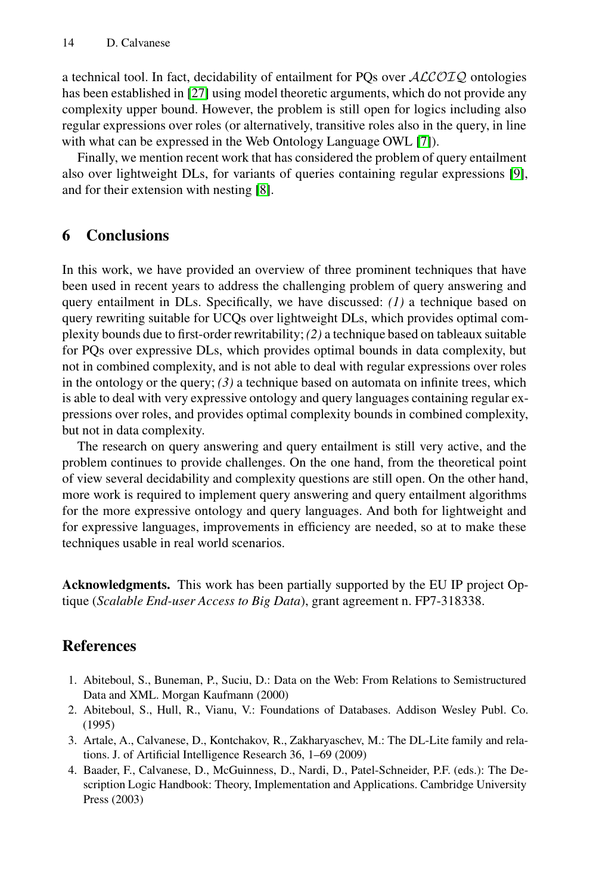a technical tool. In fact, decidability of entailment for PQs over $\mathcal{ALCOIQ}$ ontologies has been established in [27] using model theoretic arguments, which do not provide any complexity upper bound. However, the problem is still open for logics including also regular expressions over roles (or alternatively, transitive roles also in the query, in line with what can be expressed in the Web Ontology Language OWL [7]).

Finally, we mention recent work that has considered the problem of query entailment also over lightweight DLs, for variants of queries containing regular expressions [9], and for their extension with nesting [8].

## 6 Conclusions

In this work, we have provided an overview of three prominent techniques that have been used in recent years to address the challenging problem of query answering and query entailment in DLs. Specifically, we have discussed: *(1)* a technique based on query rewriting suitable for UCQs over lightweight DLs, which provides optimal complexity bounds due to first-order rewritability; *(2)* a technique based on tableaux suitable for PQs over expressive DLs, which provides optimal bounds in data complexity, but not in combined complexity, and is not able to deal with regular expressions over roles in the ontology or the query; *(3)* a technique based on automata on infinite trees, which is able to deal with very expressive ontology and query languages containing regular expressions over roles, and provides optimal complexity bounds in combined complexity, but not in data complexity.

The research on query answering and query entailment is still very active, and the problem continues to provide challenges. On the one hand, from the theoretical point of view several decidability and complexity questions are still open. On the other hand, more work is required to implement query answering and query entailment algorithms for the more expressive ontology and query languages. And both for lightweight and for expressive languages, improvements in efficiency are needed, so at to make these techniques usable in real world scenarios.

**Acknowledgments.** This work has been partially supported by the EU IP project Optique (*Scalable End-user Access to Big Data*), grant agreement n. FP7-318338.

## References

1. Abiteboul, S., Buneman, P., Suciu, D.: Data on the Web: From Relations to Semistructured Data and XML. Morgan Kaufmann (2000)
2. Abiteboul, S., Hull, R., Vianu, V.: Foundations of Databases. Addison Wesley Publ. Co. (1995)
3. Artale, A., Calvanese, D., Kontchakov, R., Zakharyaschev, M.: The DL-Lite family and relations. J. of Artificial Intelligence Research 36, 1–69 (2009)
4. Baader, F., Calvanese, D., McGuinness, D., Nardi, D., Patel-Schneider, P.F. (eds.): The Description Logic Handbook: Theory, Implementation and Applications. Cambridge University Press (2003)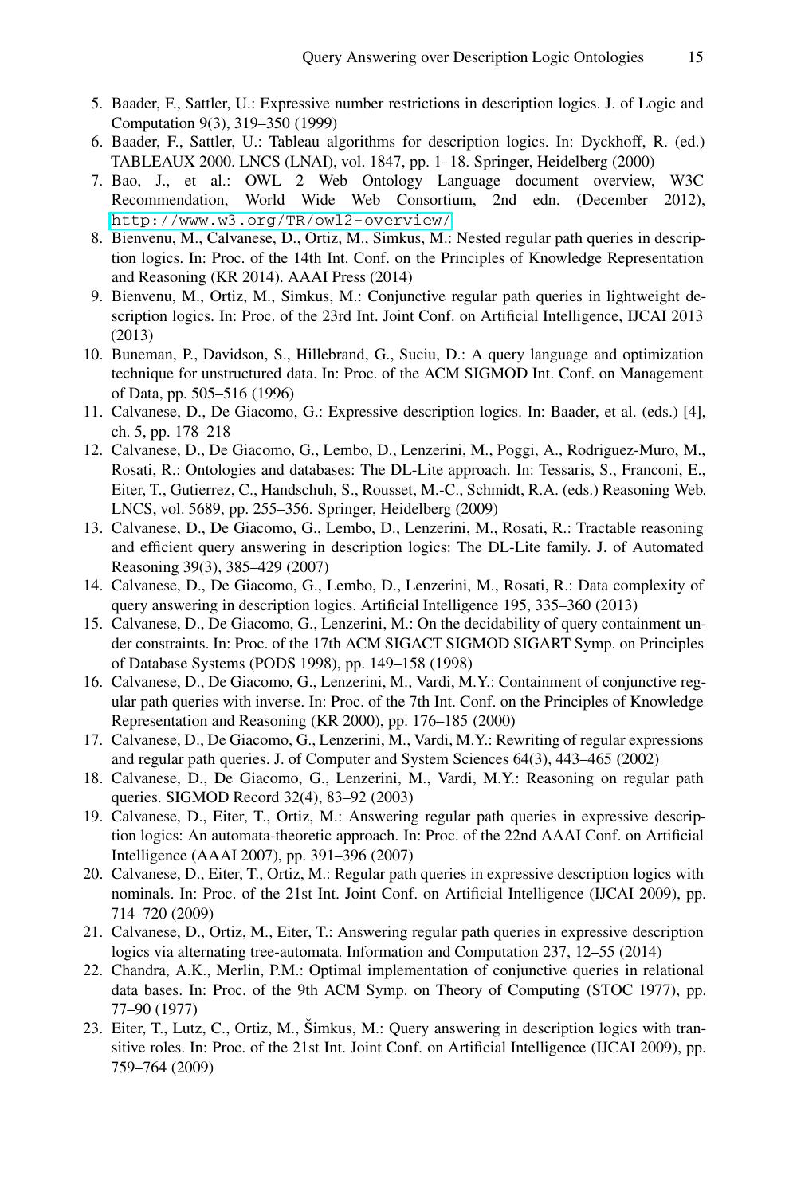5. Baader, F., Sattler, U.: Expressive number restrictions in description logics. J. of Logic and Computation 9(3), 319–350 (1999)
6. Baader, F., Sattler, U.: Tableau algorithms for description logics. In: Dyckhoff, R. (ed.) TABLEAUX 2000. LNCS (LNAI), vol. 1847, pp. 1–18. Springer, Heidelberg (2000)
7. Bao, J., et al.: OWL 2 Web Ontology Language document overview, W3C Recommendation, World Wide Web Consortium, 2nd edn. (December 2012), http://www.w3.org/TR/owl2-overview/
8. Bienvenu, M., Calvanese, D., Ortiz, M., Simkus, M.: Nested regular path queries in description logics. In: Proc. of the 14th Int. Conf. on the Principles of Knowledge Representation and Reasoning (KR 2014). AAAI Press (2014)
9. Bienvenu, M., Ortiz, M., Simkus, M.: Conjunctive regular path queries in lightweight description logics. In: Proc. of the 23rd Int. Joint Conf. on Artificial Intelligence, IJCAI 2013 (2013)
10. Buneman, P., Davidson, S., Hillebrand, G., Suciu, D.: A query language and optimization technique for unstructured data. In: Proc. of the ACM SIGMOD Int. Conf. on Management of Data, pp. 505–516 (1996)
11. Calvanese, D., De Giacomo, G.: Expressive description logics. In: Baader, et al. (eds.) [4], ch. 5, pp. 178–218
12. Calvanese, D., De Giacomo, G., Lembo, D., Lenzerini, M., Poggi, A., Rodriguez-Muro, M., Rosati, R.: Ontologies and databases: The DL-Lite approach. In: Tessaris, S., Franconi, E., Eiter, T., Gutierrez, C., Handschuh, S., Rousset, M.-C., Schmidt, R.A. (eds.) Reasoning Web. LNCS, vol. 5689, pp. 255–356. Springer, Heidelberg (2009)
13. Calvanese, D., De Giacomo, G., Lembo, D., Lenzerini, M., Rosati, R.: Tractable reasoning and efficient query answering in description logics: The DL-Lite family. J. of Automated Reasoning 39(3), 385–429 (2007)
14. Calvanese, D., De Giacomo, G., Lembo, D., Lenzerini, M., Rosati, R.: Data complexity of query answering in description logics. Artificial Intelligence 195, 335–360 (2013)
15. Calvanese, D., De Giacomo, G., Lenzerini, M.: On the decidability of query containment under constraints. In: Proc. of the 17th ACM SIGACT SIGMOD SIGART Symp. on Principles of Database Systems (PODS 1998), pp. 149–158 (1998)
16. Calvanese, D., De Giacomo, G., Lenzerini, M., Vardi, M.Y.: Containment of conjunctive regular path queries with inverse. In: Proc. of the 7th Int. Conf. on the Principles of Knowledge Representation and Reasoning (KR 2000), pp. 176–185 (2000)
17. Calvanese, D., De Giacomo, G., Lenzerini, M., Vardi, M.Y.: Rewriting of regular expressions and regular path queries. J. of Computer and System Sciences 64(3), 443–465 (2002)
18. Calvanese, D., De Giacomo, G., Lenzerini, M., Vardi, M.Y.: Reasoning on regular path queries. SIGMOD Record 32(4), 83–92 (2003)
19. Calvanese, D., Eiter, T., Ortiz, M.: Answering regular path queries in expressive description logics: An automata-theoretic approach. In: Proc. of the 22nd AAAI Conf. on Artificial Intelligence (AAAI 2007), pp. 391–396 (2007)
20. Calvanese, D., Eiter, T., Ortiz, M.: Regular path queries in expressive description logics with nominals. In: Proc. of the 21st Int. Joint Conf. on Artificial Intelligence (IJCAI 2009), pp. 714–720 (2009)
21. Calvanese, D., Ortiz, M., Eiter, T.: Answering regular path queries in expressive description logics via alternating tree-automata. Information and Computation 237, 12–55 (2014)
22. Chandra, A.K., Merlin, P.M.: Optimal implementation of conjunctive queries in relational data bases. In: Proc. of the 9th ACM Symp. on Theory of Computing (STOC 1977), pp. 77–90 (1977)
23. Eiter, T., Lutz, C., Ortiz, M., Šimkus, M.: Query answering in description logics with transitive roles. In: Proc. of the 21st Int. Joint Conf. on Artificial Intelligence (IJCAI 2009), pp. 759–764 (2009)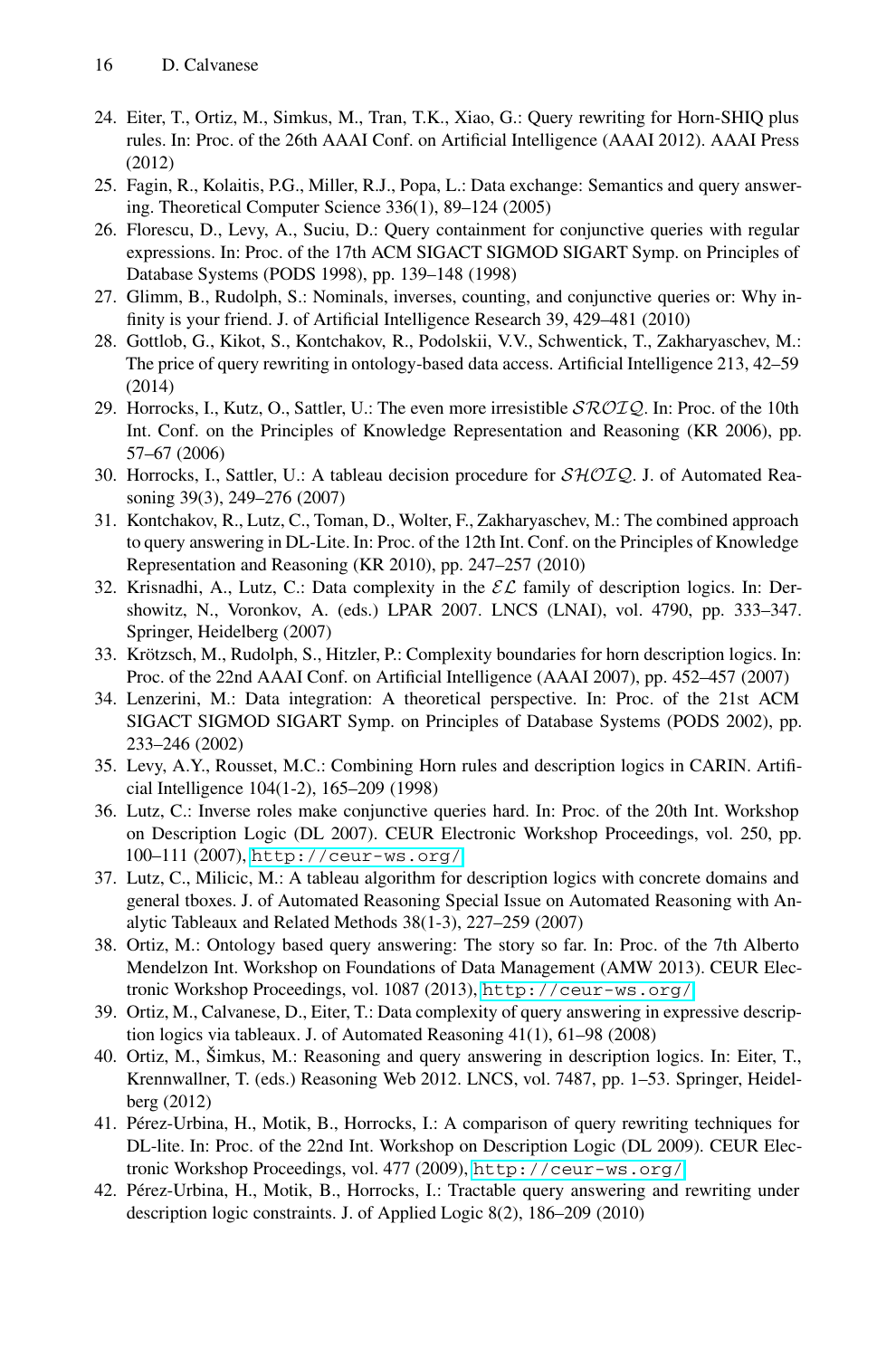24. Eiter, T., Ortiz, M., Simkus, M., Tran, T.K., Xiao, G.: Query rewriting for Horn-SHIQ plus rules. In: Proc. of the 26th AAAI Conf. on Artificial Intelligence (AAAI 2012). AAAI Press (2012)
25. Fagin, R., Kolaitis, P.G., Miller, R.J., Popa, L.: Data exchange: Semantics and query answering. Theoretical Computer Science 336(1), 89–124 (2005)
26. Florescu, D., Levy, A., Suciu, D.: Query containment for conjunctive queries with regular expressions. In: Proc. of the 17th ACM SIGACT SIGMOD SIGART Symp. on Principles of Database Systems (PODS 1998), pp. 139–148 (1998)
27. Glimm, B., Rudolph, S.: Nominals, inverses, counting, and conjunctive queries or: Why infinity is your friend. J. of Artificial Intelligence Research 39, 429–481 (2010)
28. Gottlob, G., Kikot, S., Kontchakov, R., Podolskii, V.V., Schwentick, T., Zakharyaschev, M.: The price of query rewriting in ontology-based data access. Artificial Intelligence 213, 42–59 (2014)
29. Horrocks, I., Kutz, O., Sattler, U.: The even more irresistible $\mathcal{SROIQ}$. In: Proc. of the 10th Int. Conf. on the Principles of Knowledge Representation and Reasoning (KR 2006), pp. 57–67 (2006)
30. Horrocks, I., Sattler, U.: A tableau decision procedure for $\mathcal{SHOIQ}$. J. of Automated Reasoning 39(3), 249–276 (2007)
31. Kontchakov, R., Lutz, C., Toman, D., Wolter, F., Zakharyaschev, M.: The combined approach to query answering in DL-Lite. In: Proc. of the 12th Int. Conf. on the Principles of Knowledge Representation and Reasoning (KR 2010), pp. 247–257 (2010)
32. Krisnadhi, A., Lutz, C.: Data complexity in the $\mathcal{EL}$ family of description logics. In: Dershowitz, N., Voronkov, A. (eds.) LPAR 2007. LNCS (LNAI), vol. 4790, pp. 333–347. Springer, Heidelberg (2007)
33. Krötzsch, M., Rudolph, S., Hitzler, P.: Complexity boundaries for horn description logics. In: Proc. of the 22nd AAAI Conf. on Artificial Intelligence (AAAI 2007), pp. 452–457 (2007)
34. Lenzerini, M.: Data integration: A theoretical perspective. In: Proc. of the 21st ACM SIGACT SIGMOD SIGART Symp. on Principles of Database Systems (PODS 2002), pp. 233–246 (2002)
35. Levy, A.Y., Rousset, M.C.: Combining Horn rules and description logics in CARIN. Artificial Intelligence 104(1-2), 165–209 (1998)
36. Lutz, C.: Inverse roles make conjunctive queries hard. In: Proc. of the 20th Int. Workshop on Description Logic (DL 2007). CEUR Electronic Workshop Proceedings, vol. 250, pp. 100–111 (2007), http://ceur-ws.org/
37. Lutz, C., Milicic, M.: A tableau algorithm for description logics with concrete domains and general tboxes. J. of Automated Reasoning Special Issue on Automated Reasoning with Analytic Tableaux and Related Methods 38(1-3), 227–259 (2007)
38. Ortiz, M.: Ontology based query answering: The story so far. In: Proc. of the 7th Alberto Mendelzon Int. Workshop on Foundations of Data Management (AMW 2013). CEUR Electronic Workshop Proceedings, vol. 1087 (2013), http://ceur-ws.org/
39. Ortiz, M., Calvanese, D., Eiter, T.: Data complexity of query answering in expressive description logics via tableaux. J. of Automated Reasoning 41(1), 61–98 (2008)
40. Ortiz, M., Šimkus, M.: Reasoning and query answering in description logics. In: Eiter, T., Krennwallner, T. (eds.) Reasoning Web 2012. LNCS, vol. 7487, pp. 1–53. Springer, Heidelberg (2012)
41. Pérez-Urbina, H., Motik, B., Horrocks, I.: A comparison of query rewriting techniques for DL-lite. In: Proc. of the 22nd Int. Workshop on Description Logic (DL 2009). CEUR Electronic Workshop Proceedings, vol. 477 (2009), http://ceur-ws.org/
42. Pérez-Urbina, H., Motik, B., Horrocks, I.: Tractable query answering and rewriting under description logic constraints. J. of Applied Logic 8(2), 186–209 (2010)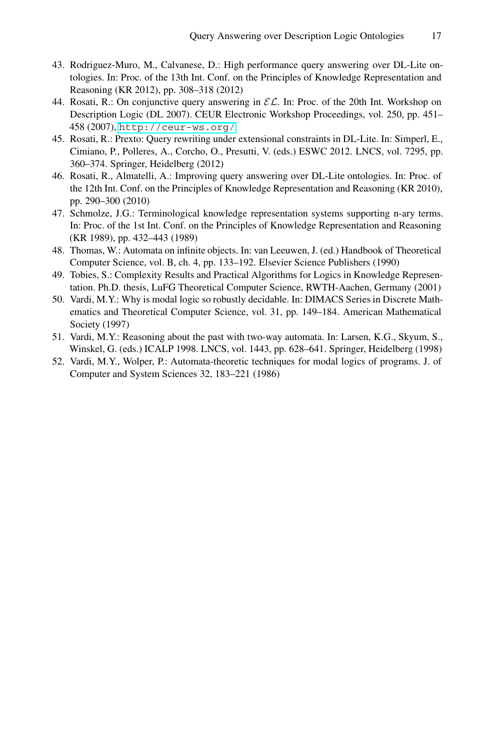43. Rodriguez-Muro, M., Calvanese, D.: High performance query answering over DL-Lite ontologies. In: Proc. of the 13th Int. Conf. on the Principles of Knowledge Representation and Reasoning (KR 2012), pp. 308–318 (2012)
44. Rosati, R.: On conjunctive query answering in $\mathcal{EL}$. In: Proc. of the 20th Int. Workshop on Description Logic (DL 2007). CEUR Electronic Workshop Proceedings, vol. 250, pp. 451–458 (2007), http://ceur-ws.org/
45. Rosati, R.: Prexto: Query rewriting under extensional constraints in DL-Lite. In: Simperl, E., Cimiano, P., Polleres, A., Corcho, O., Presutti, V. (eds.) ESWC 2012. LNCS, vol. 7295, pp. 360–374. Springer, Heidelberg (2012)
46. Rosati, R., Almatelli, A.: Improving query answering over DL-Lite ontologies. In: Proc. of the 12th Int. Conf. on the Principles of Knowledge Representation and Reasoning (KR 2010), pp. 290–300 (2010)
47. Schmolze, J.G.: Terminological knowledge representation systems supporting n-ary terms. In: Proc. of the 1st Int. Conf. on the Principles of Knowledge Representation and Reasoning (KR 1989), pp. 432–443 (1989)
48. Thomas, W.: Automata on infinite objects. In: van Leeuwen, J. (ed.) Handbook of Theoretical Computer Science, vol. B, ch. 4, pp. 133–192. Elsevier Science Publishers (1990)
49. Tobies, S.: Complexity Results and Practical Algorithms for Logics in Knowledge Representation. Ph.D. thesis, LuFG Theoretical Computer Science, RWTH-Aachen, Germany (2001)
50. Vardi, M.Y.: Why is modal logic so robustly decidable. In: DIMACS Series in Discrete Mathematics and Theoretical Computer Science, vol. 31, pp. 149–184. American Mathematical Society (1997)
51. Vardi, M.Y.: Reasoning about the past with two-way automata. In: Larsen, K.G., Skyum, S., Winskel, G. (eds.) ICALP 1998. LNCS, vol. 1443, pp. 628–641. Springer, Heidelberg (1998)
52. Vardi, M.Y., Wolper, P.: Automata-theoretic techniques for modal logics of programs. J. of Computer and System Sciences 32, 183–221 (1986)